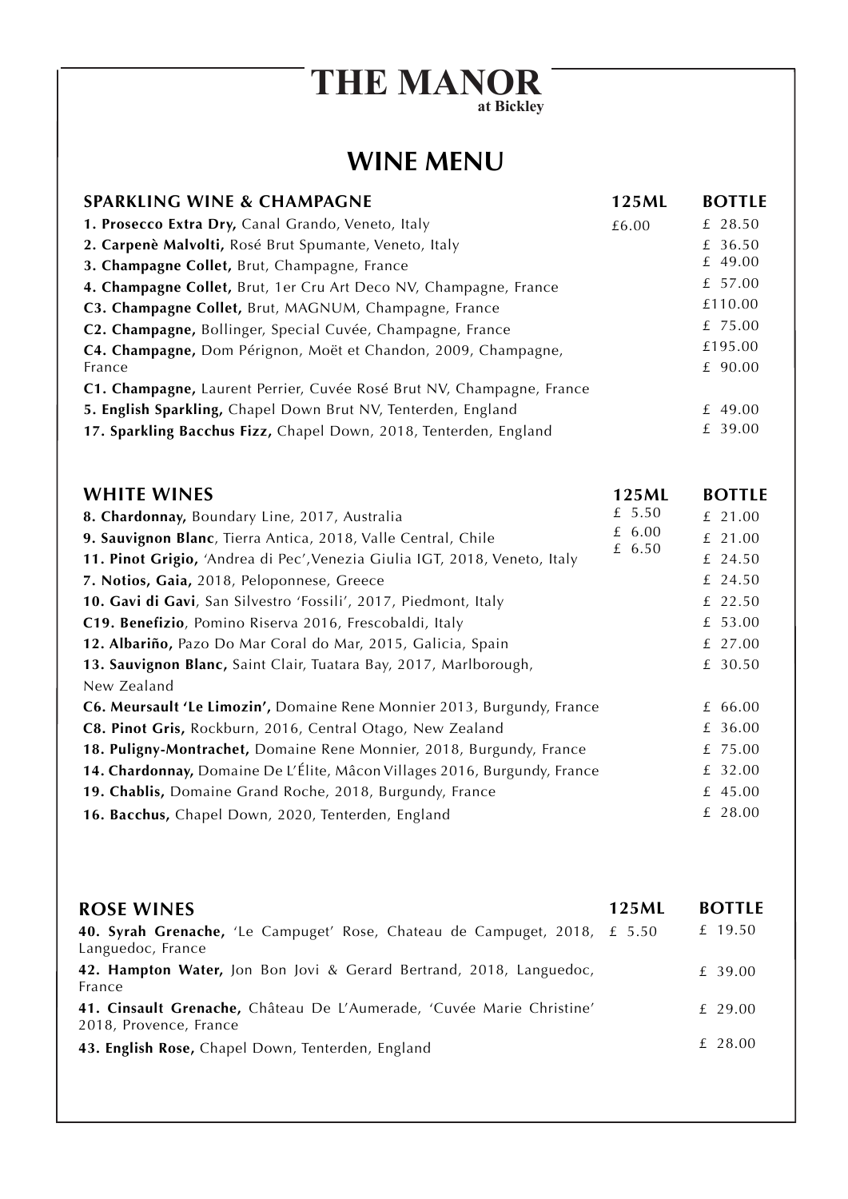# THE MANOR
**at Bickley**

## WINE MENU

| SPARKLING WINE & CHAMPAGNE | 125ML | BOTTLE |
|---|---|---|
| **1. Prosecco Extra Dry,** Canal Grando, Veneto, Italy | £6.00 | £ 28.50 |
| **2. Carpenè Malvolti,** Rosé Brut Spumante, Veneto, Italy | | £ 36.50 |
| **3. Champagne Collet,** Brut, Champagne, France | | £ 49.00 |
| **4. Champagne Collet,** Brut, 1er Cru Art Deco NV, Champagne, France | | £ 57.00 |
| **C3. Champagne Collet,** Brut, MAGNUM, Champagne, France | | £110.00 |
| **C2. Champagne,** Bollinger, Special Cuvée, Champagne, France | | £ 75.00 |
| **C4. Champagne,** Dom Pérignon, Moët et Chandon, 2009, Champagne, France | | £195.00 |
| **C1. Champagne,** Laurent Perrier, Cuvée Rosé Brut NV, Champagne, France | | £ 90.00 |
| **5. English Sparkling,** Chapel Down Brut NV, Tenterden, England | | £ 49.00 |
| **17. Sparkling Bacchus Fizz,** Chapel Down, 2018, Tenterden, England | | £ 39.00 |

| WHITE WINES | 125ML | BOTTLE |
|---|---|---|
| **8. Chardonnay,** Boundary Line, 2017, Australia | £ 5.50 | £ 21.00 |
| **9. Sauvignon Blanc**, Tierra Antica, 2018, Valle Central, Chile | £ 6.00 | £ 21.00 |
| **11. Pinot Grigio,** 'Andrea di Pec',Venezia Giulia IGT, 2018, Veneto, Italy | £ 6.50 | £ 24.50 |
| **7. Notios, Gaia,** 2018, Peloponnese, Greece | | £ 24.50 |
| **10. Gavi di Gavi**, San Silvestro 'Fossili', 2017, Piedmont, Italy | | £ 22.50 |
| **C19. Benefizio**, Pomino Riserva 2016, Frescobaldi, Italy | | £ 53.00 |
| **12. Albariño,** Pazo Do Mar Coral do Mar, 2015, Galicia, Spain | | £ 27.00 |
| **13. Sauvignon Blanc,** Saint Clair, Tuatara Bay, 2017, Marlborough, New Zealand | | £ 30.50 |
| **C6. Meursault 'Le Limozin',** Domaine Rene Monnier 2013, Burgundy, France | | £ 66.00 |
| **C8. Pinot Gris,** Rockburn, 2016, Central Otago, New Zealand | | £ 36.00 |
| **18. Puligny-Montrachet,** Domaine Rene Monnier, 2018, Burgundy, France | | £ 75.00 |
| **14. Chardonnay,** Domaine De L'Élite, Mâcon Villages 2016, Burgundy, France | | £ 32.00 |
| **19. Chablis,** Domaine Grand Roche, 2018, Burgundy, France | | £ 45.00 |
| **16. Bacchus,** Chapel Down, 2020, Tenterden, England | | £ 28.00 |

| ROSE WINES | 125ML | BOTTLE |
|---|---|---|
| **40. Syrah Grenache,** 'Le Campuget' Rose, Chateau de Campuget, 2018, Languedoc, France | £ 5.50 | £ 19.50 |
| **42. Hampton Water,** Jon Bon Jovi & Gerard Bertrand, 2018, Languedoc, France | | £ 39.00 |
| **41. Cinsault Grenache,** Château De L'Aumerade, 'Cuvée Marie Christine' 2018, Provence, France | | £ 29.00 |
| **43. English Rose,** Chapel Down, Tenterden, England | | £ 28.00 |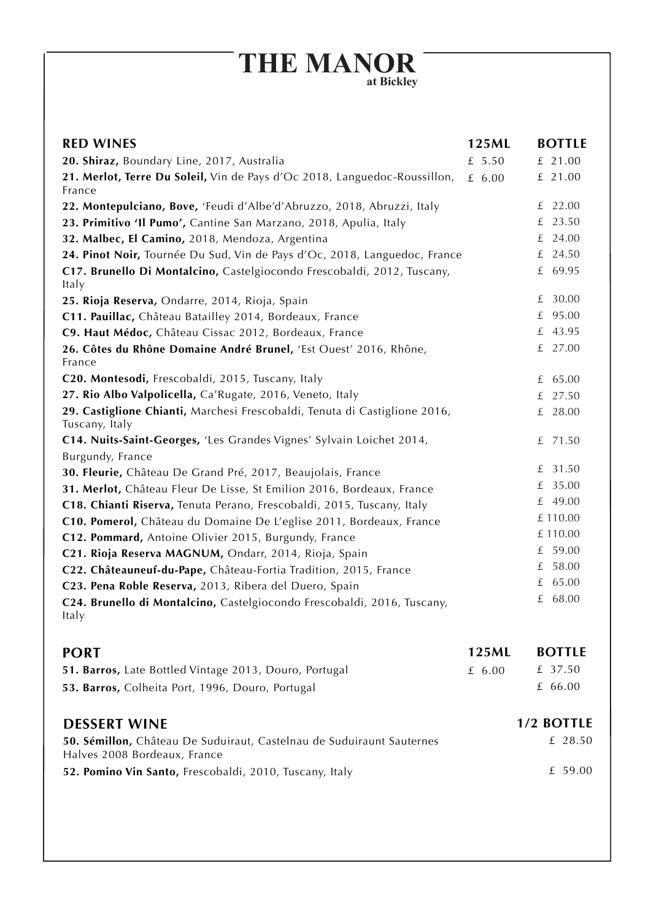# THE MANOR
at Bickley

| RED WINES | 125ML | BOTTLE |
| --- | --- | --- |
| **20. Shiraz,** Boundary Line, 2017, Australia | £ 5.50 | £ 21.00 |
| **21. Merlot, Terre Du Soleil,** Vin de Pays d'Oc 2018, Languedoc-Roussillon, France | £ 6.00 | £ 21.00 |
| **22. Montepulciano, Bove,** 'Feudi d'Albe'd'Abruzzo, 2018, Abruzzi, Italy | | £ 22.00 |
| **23. Primitivo 'Il Pumo',** Cantine San Marzano, 2018, Apulia, Italy | | £ 23.50 |
| **32. Malbec, El Camino,** 2018, Mendoza, Argentina | | £ 24.00 |
| **24. Pinot Noir,** Tournée Du Sud, Vin de Pays d'Oc, 2018, Languedoc, France | | £ 24.50 |
| **C17. Brunello Di Montalcino,** Castelgiocondo Frescobaldi, 2012, Tuscany, Italy | | £ 69.95 |
| **25. Rioja Reserva,** Ondarre, 2014, Rioja, Spain | | £ 30.00 |
| **C11. Pauillac,** Château Batailley 2014, Bordeaux, France | | £ 95.00 |
| **C9. Haut Médoc,** Château Cissac 2012, Bordeaux, France | | £ 43.95 |
| **26. Côtes du Rhône Domaine André Brunel,** 'Est Ouest' 2016, Rhône, France | | £ 27.00 |
| **C20. Montesodi,** Frescobaldi, 2015, Tuscany, Italy | | £ 65.00 |
| **27. Rio Albo Valpolicella,** Ca'Rugate, 2016, Veneto, Italy | | £ 27.50 |
| **29. Castiglione Chianti,** Marchesi Frescobaldi, Tenuta di Castiglione 2016, Tuscany, Italy | | £ 28.00 |
| **C14. Nuits-Saint-Georges,** 'Les Grandes Vignes' Sylvain Loichet 2014, Burgundy, France | | £ 71.50 |
| **30. Fleurie,** Château De Grand Pré, 2017, Beaujolais, France | | £ 31.50 |
| **31. Merlot,** Château Fleur De Lisse, St Emilion 2016, Bordeaux, France | | £ 35.00 |
| **C18. Chianti Riserva,** Tenuta Perano, Frescobaldi, 2015, Tuscany, Italy | | £ 49.00 |
| **C10. Pomerol,** Château du Domaine De L'eglise 2011, Bordeaux, France | | £ 110.00 |
| **C12. Pommard,** Antoine Olivier 2015, Burgundy, France | | £ 110.00 |
| **C21. Rioja Reserva MAGNUM,** Ondarr, 2014, Rioja, Spain | | £ 59.00 |
| **C22. Châteauneuf-du-Pape,** Château-Fortia Tradition, 2015, France | | £ 58.00 |
| **C23. Pena Roble Reserva,** 2013, Ribera del Duero, Spain | | £ 65.00 |
| **C24. Brunello di Montalcino,** Castelgiocondo Frescobaldi, 2016, Tuscany, Italy | | £ 68.00 |

| PORT | 125ML | BOTTLE |
| --- | --- | --- |
| **51. Barros,** Late Bottled Vintage 2013, Douro, Portugal | £ 6.00 | £ 37.50 |
| **53. Barros,** Colheita Port, 1996, Douro, Portugal | | £ 66.00 |

| DESSERT WINE | 1/2 BOTTLE |
| --- | --- |
| **50. Sémillon,** Château De Suduiraut, Castelnau de Suduiraunt Sauternes Halves 2008 Bordeaux, France | £ 28.50 |
| **52. Pomino Vin Santo,** Frescobaldi, 2010, Tuscany, Italy | £ 59.00 |